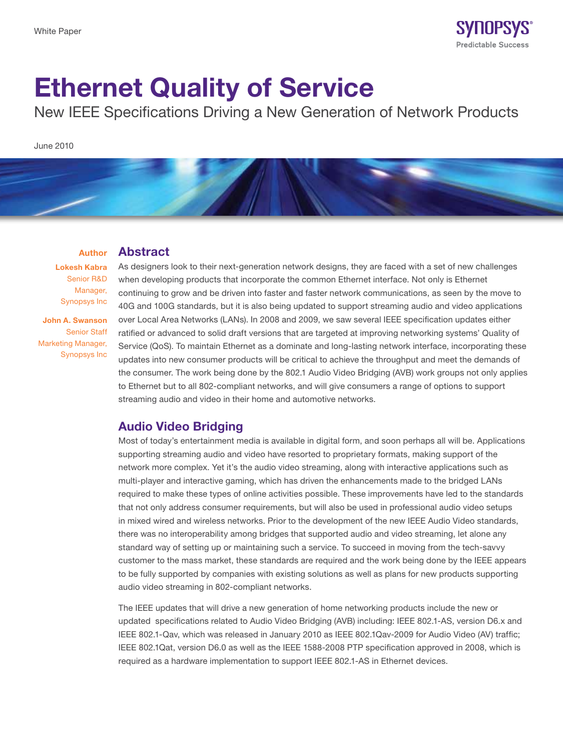White Paper

# Ethernet Quality of Service

New IEEE Specifications Driving a New Generation of Network Products

June 2010

**Author**

**Lokesh Kabra**
Senior R&D Manager, Synopsys Inc

**John A. Swanson**
Senior Staff Marketing Manager, Synopsys Inc

## Abstract

As designers look to their next-generation network designs, they are faced with a set of new challenges when developing products that incorporate the common Ethernet interface. Not only is Ethernet continuing to grow and be driven into faster and faster network communications, as seen by the move to 40G and 100G standards, but it is also being updated to support streaming audio and video applications over Local Area Networks (LANs). In 2008 and 2009, we saw several IEEE specification updates either ratified or advanced to solid draft versions that are targeted at improving networking systems' Quality of Service (QoS). To maintain Ethernet as a dominate and long-lasting network interface, incorporating these updates into new consumer products will be critical to achieve the throughput and meet the demands of the consumer. The work being done by the 802.1 Audio Video Bridging (AVB) work groups not only applies to Ethernet but to all 802-compliant networks, and will give consumers a range of options to support streaming audio and video in their home and automotive networks.

## Audio Video Bridging

Most of today's entertainment media is available in digital form, and soon perhaps all will be. Applications supporting streaming audio and video have resorted to proprietary formats, making support of the network more complex. Yet it's the audio video streaming, along with interactive applications such as multi-player and interactive gaming, which has driven the enhancements made to the bridged LANs required to make these types of online activities possible. These improvements have led to the standards that not only address consumer requirements, but will also be used in professional audio video setups in mixed wired and wireless networks. Prior to the development of the new IEEE Audio Video standards, there was no interoperability among bridges that supported audio and video streaming, let alone any standard way of setting up or maintaining such a service. To succeed in moving from the tech-savvy customer to the mass market, these standards are required and the work being done by the IEEE appears to be fully supported by companies with existing solutions as well as plans for new products supporting audio video streaming in 802-compliant networks.

The IEEE updates that will drive a new generation of home networking products include the new or updated specifications related to Audio Video Bridging (AVB) including: IEEE 802.1-AS, version D6.x and IEEE 802.1-Qav, which was released in January 2010 as IEEE 802.1Qav-2009 for Audio Video (AV) traffic; IEEE 802.1Qat, version D6.0 as well as the IEEE 1588-2008 PTP specification approved in 2008, which is required as a hardware implementation to support IEEE 802.1-AS in Ethernet devices.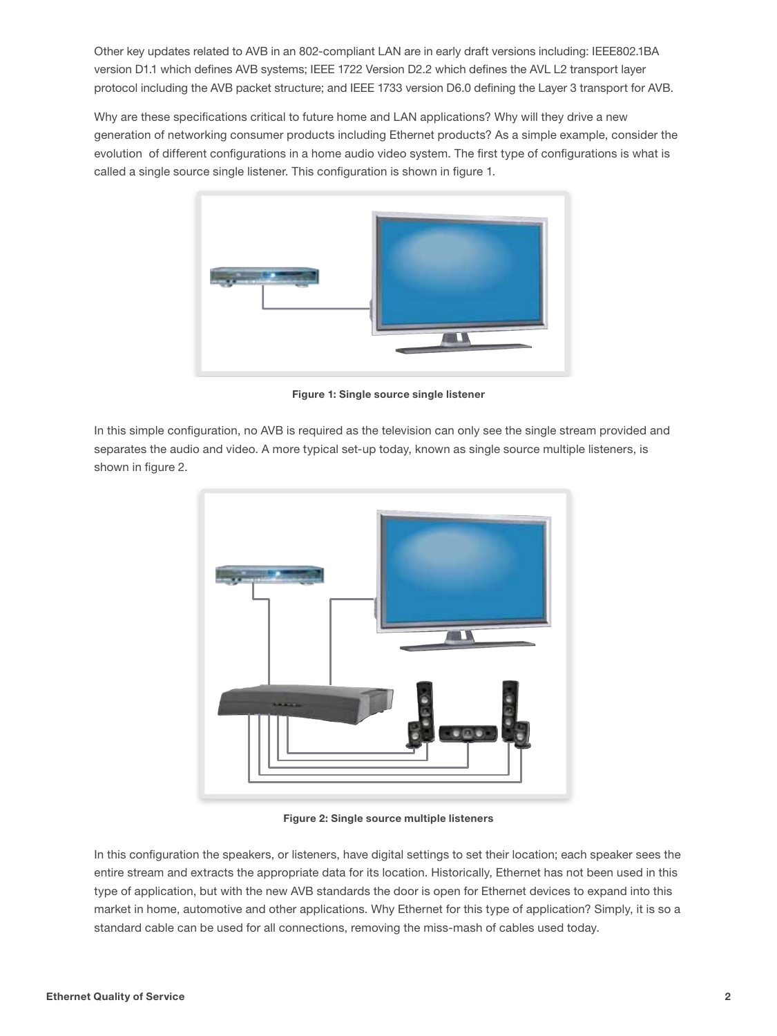Other key updates related to AVB in an 802-compliant LAN are in early draft versions including: IEEE802.1BA version D1.1 which defines AVB systems; IEEE 1722 Version D2.2 which defines the AVL L2 transport layer protocol including the AVB packet structure; and IEEE 1733 version D6.0 defining the Layer 3 transport for AVB.

Why are these specifications critical to future home and LAN applications? Why will they drive a new generation of networking consumer products including Ethernet products? As a simple example, consider the evolution  of different configurations in a home audio video system. The first type of configurations is what is called a single source single listener. This configuration is shown in figure 1.

**Figure 1: Single source single listener**

In this simple configuration, no AVB is required as the television can only see the single stream provided and separates the audio and video. A more typical set-up today, known as single source multiple listeners, is shown in figure 2.

**Figure 2: Single source multiple listeners**

In this configuration the speakers, or listeners, have digital settings to set their location; each speaker sees the entire stream and extracts the appropriate data for its location. Historically, Ethernet has not been used in this type of application, but with the new AVB standards the door is open for Ethernet devices to expand into this market in home, automotive and other applications. Why Ethernet for this type of application? Simply, it is so a standard cable can be used for all connections, removing the miss-mash of cables used today.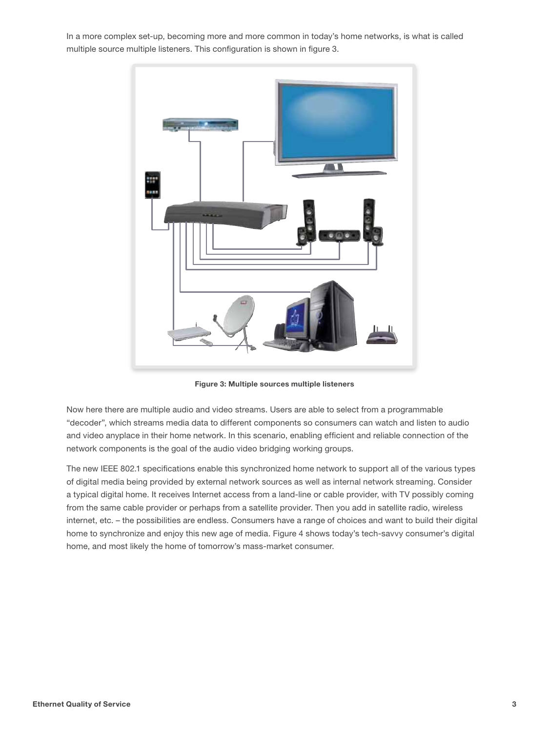In a more complex set-up, becoming more and more common in today's home networks, is what is called multiple source multiple listeners. This configuration is shown in figure 3.

**Figure 3: Multiple sources multiple listeners**

Now here there are multiple audio and video streams. Users are able to select from a programmable "decoder", which streams media data to different components so consumers can watch and listen to audio and video anyplace in their home network. In this scenario, enabling efficient and reliable connection of the network components is the goal of the audio video bridging working groups.

The new IEEE 802.1 specifications enable this synchronized home network to support all of the various types of digital media being provided by external network sources as well as internal network streaming. Consider a typical digital home. It receives Internet access from a land-line or cable provider, with TV possibly coming from the same cable provider or perhaps from a satellite provider. Then you add in satellite radio, wireless internet, etc. – the possibilities are endless. Consumers have a range of choices and want to build their digital home to synchronize and enjoy this new age of media. Figure 4 shows today's tech-savvy consumer's digital home, and most likely the home of tomorrow's mass-market consumer.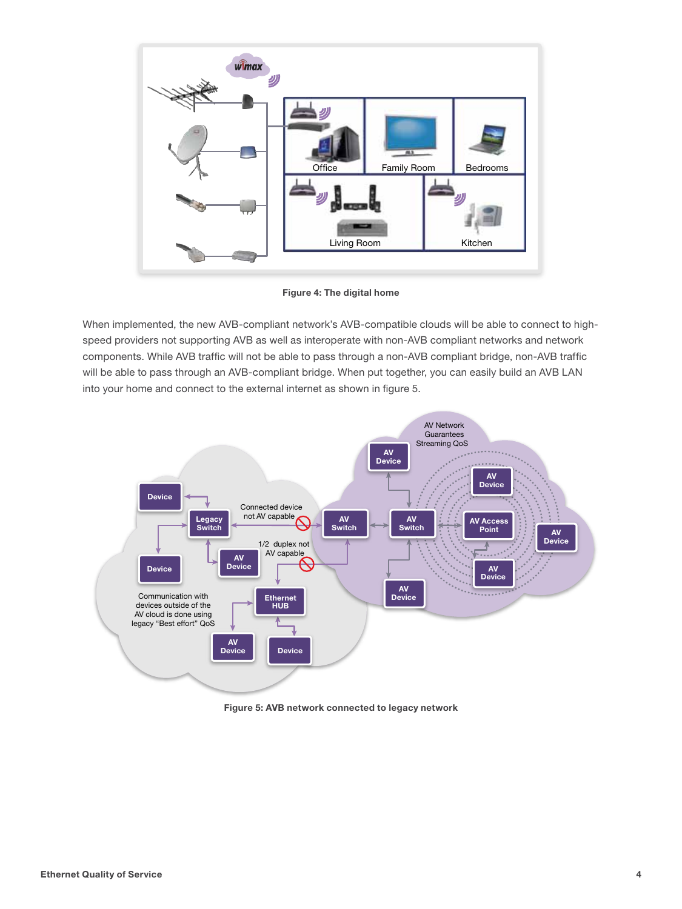Figure 4: The digital home

When implemented, the new AVB-compliant network's AVB-compatible clouds will be able to connect to high-speed providers not supporting AVB as well as interoperate with non-AVB compliant networks and network components. While AVB traffic will not be able to pass through a non-AVB compliant bridge, non-AVB traffic will be able to pass through an AVB-compliant bridge. When put together, you can easily build an AVB LAN into your home and connect to the external internet as shown in figure 5.

Figure 5: AVB network connected to legacy network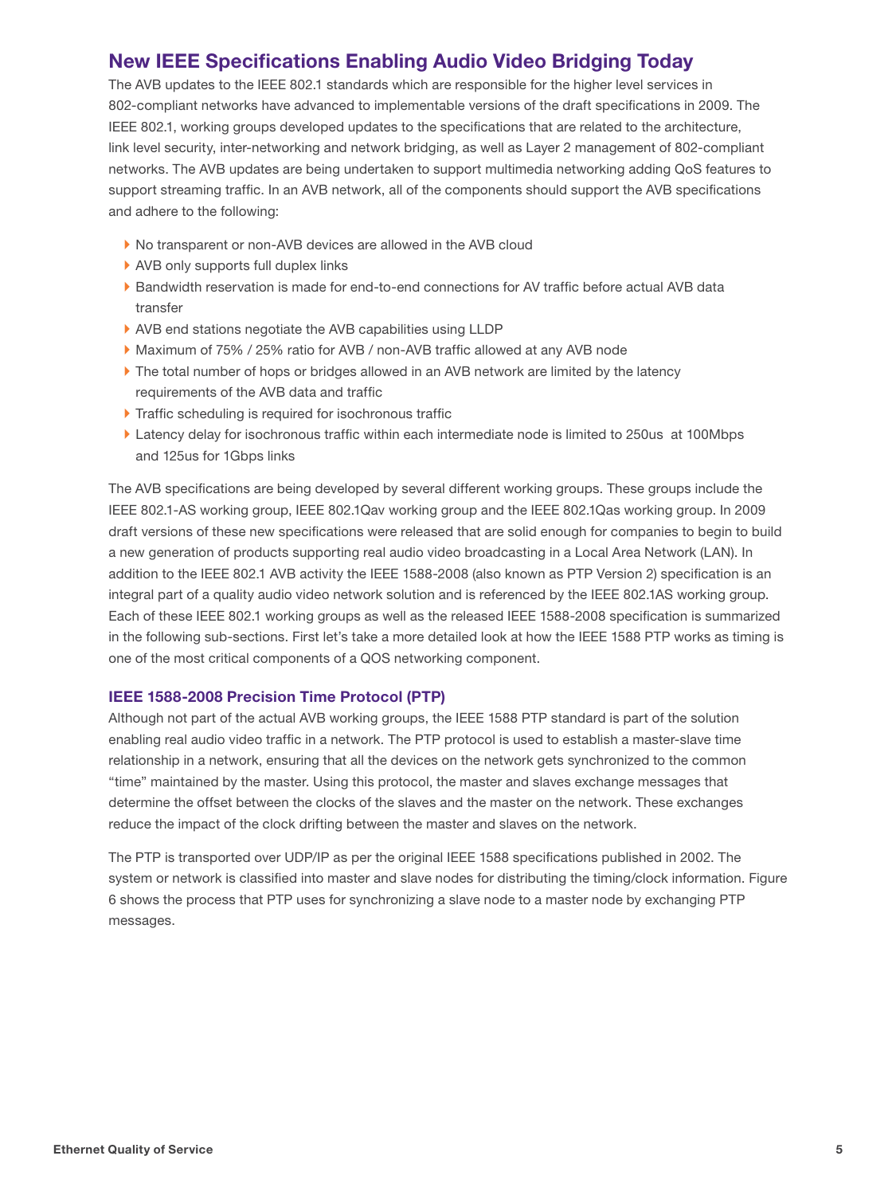## New IEEE Specifications Enabling Audio Video Bridging Today

The AVB updates to the IEEE 802.1 standards which are responsible for the higher level services in 802-compliant networks have advanced to implementable versions of the draft specifications in 2009. The IEEE 802.1, working groups developed updates to the specifications that are related to the architecture, link level security, inter-networking and network bridging, as well as Layer 2 management of 802-compliant networks. The AVB updates are being undertaken to support multimedia networking adding QoS features to support streaming traffic. In an AVB network, all of the components should support the AVB specifications and adhere to the following:

- No transparent or non-AVB devices are allowed in the AVB cloud
- AVB only supports full duplex links
- Bandwidth reservation is made for end-to-end connections for AV traffic before actual AVB data transfer
- AVB end stations negotiate the AVB capabilities using LLDP
- Maximum of 75% / 25% ratio for AVB / non-AVB traffic allowed at any AVB node
- The total number of hops or bridges allowed in an AVB network are limited by the latency requirements of the AVB data and traffic
- Traffic scheduling is required for isochronous traffic
- Latency delay for isochronous traffic within each intermediate node is limited to 250us at 100Mbps and 125us for 1Gbps links

The AVB specifications are being developed by several different working groups. These groups include the IEEE 802.1-AS working group, IEEE 802.1Qav working group and the IEEE 802.1Qas working group. In 2009 draft versions of these new specifications were released that are solid enough for companies to begin to build a new generation of products supporting real audio video broadcasting in a Local Area Network (LAN). In addition to the IEEE 802.1 AVB activity the IEEE 1588-2008 (also known as PTP Version 2) specification is an integral part of a quality audio video network solution and is referenced by the IEEE 802.1AS working group. Each of these IEEE 802.1 working groups as well as the released IEEE 1588-2008 specification is summarized in the following sub-sections. First let's take a more detailed look at how the IEEE 1588 PTP works as timing is one of the most critical components of a QOS networking component.

### IEEE 1588-2008 Precision Time Protocol (PTP)

Although not part of the actual AVB working groups, the IEEE 1588 PTP standard is part of the solution enabling real audio video traffic in a network. The PTP protocol is used to establish a master-slave time relationship in a network, ensuring that all the devices on the network gets synchronized to the common "time" maintained by the master. Using this protocol, the master and slaves exchange messages that determine the offset between the clocks of the slaves and the master on the network. These exchanges reduce the impact of the clock drifting between the master and slaves on the network.

The PTP is transported over UDP/IP as per the original IEEE 1588 specifications published in 2002. The system or network is classified into master and slave nodes for distributing the timing/clock information. Figure 6 shows the process that PTP uses for synchronizing a slave node to a master node by exchanging PTP messages.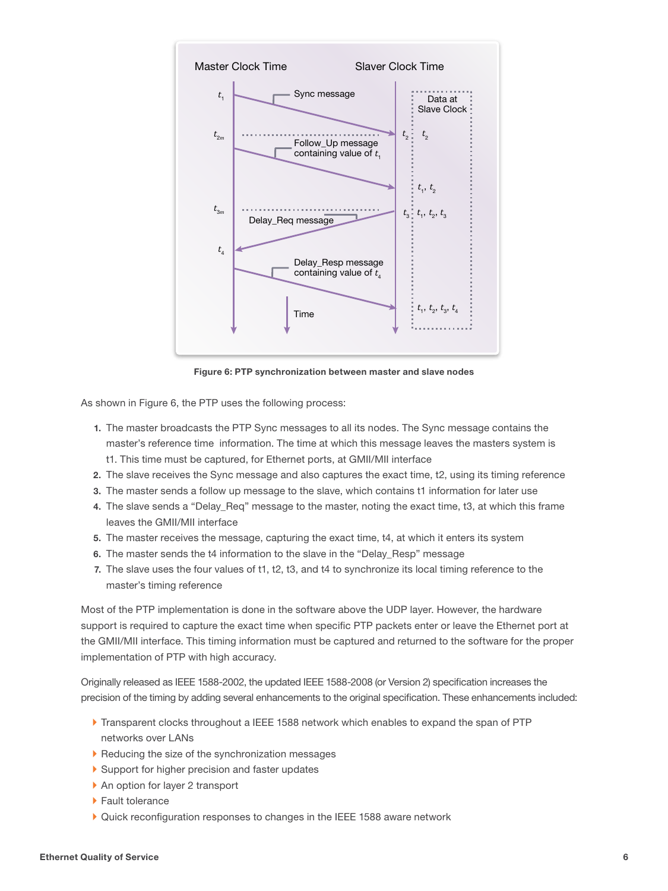Figure 6: PTP synchronization between master and slave nodes

As shown in Figure 6, the PTP uses the following process:

1. The master broadcasts the PTP Sync messages to all its nodes. The Sync message contains the master's reference time information. The time at which this message leaves the masters system is t1. This time must be captured, for Ethernet ports, at GMII/MII interface
2. The slave receives the Sync message and also captures the exact time, t2, using its timing reference
3. The master sends a follow up message to the slave, which contains t1 information for later use
4. The slave sends a "Delay_Req" message to the master, noting the exact time, t3, at which this frame leaves the GMII/MII interface
5. The master receives the message, capturing the exact time, t4, at which it enters its system
6. The master sends the t4 information to the slave in the "Delay_Resp" message
7. The slave uses the four values of t1, t2, t3, and t4 to synchronize its local timing reference to the master's timing reference

Most of the PTP implementation is done in the software above the UDP layer. However, the hardware support is required to capture the exact time when specific PTP packets enter or leave the Ethernet port at the GMII/MII interface. This timing information must be captured and returned to the software for the proper implementation of PTP with high accuracy.

Originally released as IEEE 1588-2002, the updated IEEE 1588-2008 (or Version 2) specification increases the precision of the timing by adding several enhancements to the original specification. These enhancements included:

- Transparent clocks throughout a IEEE 1588 network which enables to expand the span of PTP networks over LANs
- Reducing the size of the synchronization messages
- Support for higher precision and faster updates
- An option for layer 2 transport
- Fault tolerance
- Quick reconfiguration responses to changes in the IEEE 1588 aware network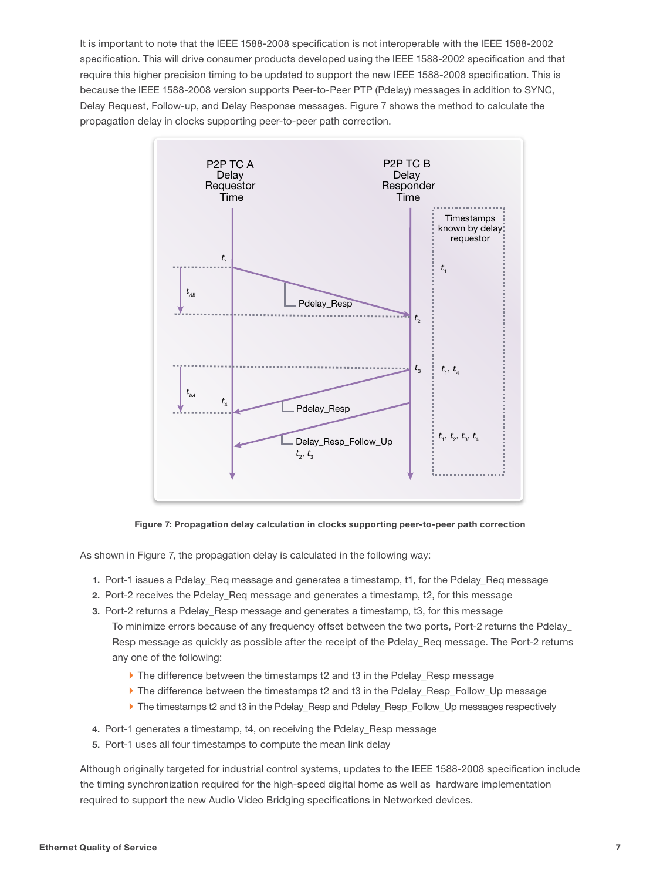It is important to note that the IEEE 1588-2008 specification is not interoperable with the IEEE 1588-2002 specification. This will drive consumer products developed using the IEEE 1588-2002 specification and that require this higher precision timing to be updated to support the new IEEE 1588-2008 specification. This is because the IEEE 1588-2008 version supports Peer-to-Peer PTP (Pdelay) messages in addition to SYNC, Delay Request, Follow-up, and Delay Response messages. Figure 7 shows the method to calculate the propagation delay in clocks supporting peer-to-peer path correction.

**Figure 7: Propagation delay calculation in clocks supporting peer-to-peer path correction**

As shown in Figure 7, the propagation delay is calculated in the following way:

1. Port-1 issues a Pdelay_Req message and generates a timestamp, t1, for the Pdelay_Req message
2. Port-2 receives the Pdelay_Req message and generates a timestamp, t2, for this message
3. Port-2 returns a Pdelay_Resp message and generates a timestamp, t3, for this message
   To minimize errors because of any frequency offset between the two ports, Port-2 returns the Pdelay_Resp message as quickly as possible after the receipt of the Pdelay_Req message. The Port-2 returns any one of the following:
   - The difference between the timestamps t2 and t3 in the Pdelay_Resp message
   - The difference between the timestamps t2 and t3 in the Pdelay_Resp_Follow_Up message
   - The timestamps t2 and t3 in the Pdelay_Resp and Pdelay_Resp_Follow_Up messages respectively
4. Port-1 generates a timestamp, t4, on receiving the Pdelay_Resp message
5. Port-1 uses all four timestamps to compute the mean link delay

Although originally targeted for industrial control systems, updates to the IEEE 1588-2008 specification include the timing synchronization required for the high-speed digital home as well as hardware implementation required to support the new Audio Video Bridging specifications in Networked devices.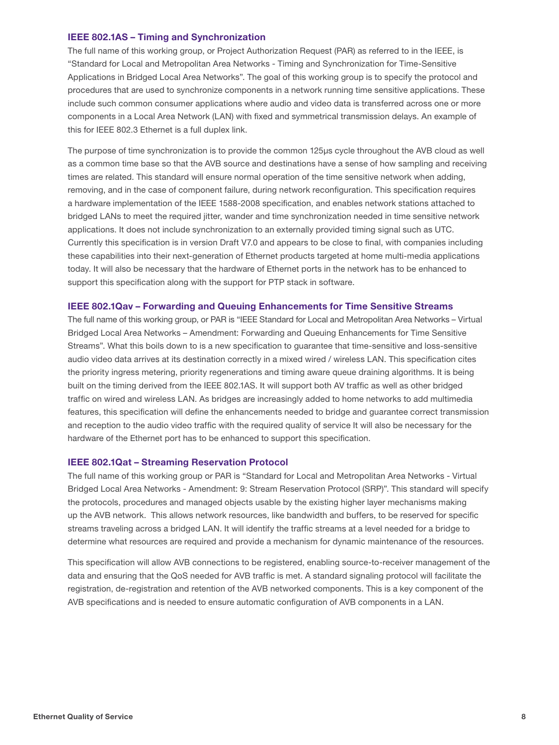### IEEE 802.1AS – Timing and Synchronization

The full name of this working group, or Project Authorization Request (PAR) as referred to in the IEEE, is "Standard for Local and Metropolitan Area Networks - Timing and Synchronization for Time-Sensitive Applications in Bridged Local Area Networks". The goal of this working group is to specify the protocol and procedures that are used to synchronize components in a network running time sensitive applications. These include such common consumer applications where audio and video data is transferred across one or more components in a Local Area Network (LAN) with fixed and symmetrical transmission delays. An example of this for IEEE 802.3 Ethernet is a full duplex link.

The purpose of time synchronization is to provide the common 125µs cycle throughout the AVB cloud as well as a common time base so that the AVB source and destinations have a sense of how sampling and receiving times are related. This standard will ensure normal operation of the time sensitive network when adding, removing, and in the case of component failure, during network reconfiguration. This specification requires a hardware implementation of the IEEE 1588-2008 specification, and enables network stations attached to bridged LANs to meet the required jitter, wander and time synchronization needed in time sensitive network applications. It does not include synchronization to an externally provided timing signal such as UTC. Currently this specification is in version Draft V7.0 and appears to be close to final, with companies including these capabilities into their next-generation of Ethernet products targeted at home multi-media applications today. It will also be necessary that the hardware of Ethernet ports in the network has to be enhanced to support this specification along with the support for PTP stack in software.

### IEEE 802.1Qav – Forwarding and Queuing Enhancements for Time Sensitive Streams

The full name of this working group, or PAR is "IEEE Standard for Local and Metropolitan Area Networks – Virtual Bridged Local Area Networks – Amendment: Forwarding and Queuing Enhancements for Time Sensitive Streams". What this boils down to is a new specification to guarantee that time-sensitive and loss-sensitive audio video data arrives at its destination correctly in a mixed wired / wireless LAN. This specification cites the priority ingress metering, priority regenerations and timing aware queue draining algorithms. It is being built on the timing derived from the IEEE 802.1AS. It will support both AV traffic as well as other bridged traffic on wired and wireless LAN. As bridges are increasingly added to home networks to add multimedia features, this specification will define the enhancements needed to bridge and guarantee correct transmission and reception to the audio video traffic with the required quality of service It will also be necessary for the hardware of the Ethernet port has to be enhanced to support this specification.

### IEEE 802.1Qat – Streaming Reservation Protocol

The full name of this working group or PAR is "Standard for Local and Metropolitan Area Networks - Virtual Bridged Local Area Networks - Amendment: 9: Stream Reservation Protocol (SRP)". This standard will specify the protocols, procedures and managed objects usable by the existing higher layer mechanisms making up the AVB network. This allows network resources, like bandwidth and buffers, to be reserved for specific streams traveling across a bridged LAN. It will identify the traffic streams at a level needed for a bridge to determine what resources are required and provide a mechanism for dynamic maintenance of the resources.

This specification will allow AVB connections to be registered, enabling source-to-receiver management of the data and ensuring that the QoS needed for AVB traffic is met. A standard signaling protocol will facilitate the registration, de-registration and retention of the AVB networked components. This is a key component of the AVB specifications and is needed to ensure automatic configuration of AVB components in a LAN.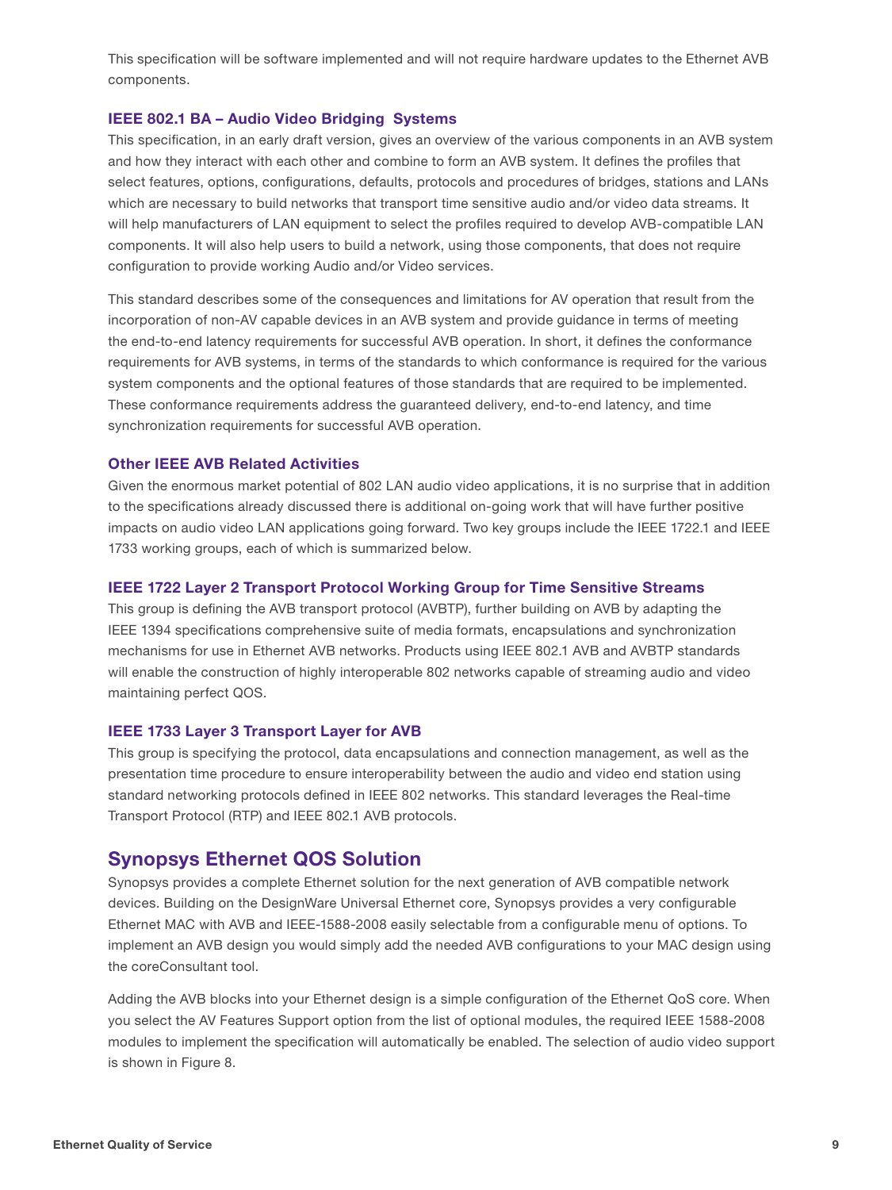This specification will be software implemented and will not require hardware updates to the Ethernet AVB components.

### IEEE 802.1 BA – Audio Video Bridging Systems

This specification, in an early draft version, gives an overview of the various components in an AVB system and how they interact with each other and combine to form an AVB system. It defines the profiles that select features, options, configurations, defaults, protocols and procedures of bridges, stations and LANs which are necessary to build networks that transport time sensitive audio and/or video data streams. It will help manufacturers of LAN equipment to select the profiles required to develop AVB-compatible LAN components. It will also help users to build a network, using those components, that does not require configuration to provide working Audio and/or Video services.

This standard describes some of the consequences and limitations for AV operation that result from the incorporation of non-AV capable devices in an AVB system and provide guidance in terms of meeting the end-to-end latency requirements for successful AVB operation. In short, it defines the conformance requirements for AVB systems, in terms of the standards to which conformance is required for the various system components and the optional features of those standards that are required to be implemented. These conformance requirements address the guaranteed delivery, end-to-end latency, and time synchronization requirements for successful AVB operation.

### Other IEEE AVB Related Activities

Given the enormous market potential of 802 LAN audio video applications, it is no surprise that in addition to the specifications already discussed there is additional on-going work that will have further positive impacts on audio video LAN applications going forward. Two key groups include the IEEE 1722.1 and IEEE 1733 working groups, each of which is summarized below.

### IEEE 1722 Layer 2 Transport Protocol Working Group for Time Sensitive Streams

This group is defining the AVB transport protocol (AVBTP), further building on AVB by adapting the IEEE 1394 specifications comprehensive suite of media formats, encapsulations and synchronization mechanisms for use in Ethernet AVB networks. Products using IEEE 802.1 AVB and AVBTP standards will enable the construction of highly interoperable 802 networks capable of streaming audio and video maintaining perfect QOS.

### IEEE 1733 Layer 3 Transport Layer for AVB

This group is specifying the protocol, data encapsulations and connection management, as well as the presentation time procedure to ensure interoperability between the audio and video end station using standard networking protocols defined in IEEE 802 networks. This standard leverages the Real-time Transport Protocol (RTP) and IEEE 802.1 AVB protocols.

## Synopsys Ethernet QOS Solution

Synopsys provides a complete Ethernet solution for the next generation of AVB compatible network devices. Building on the DesignWare Universal Ethernet core, Synopsys provides a very configurable Ethernet MAC with AVB and IEEE-1588-2008 easily selectable from a configurable menu of options. To implement an AVB design you would simply add the needed AVB configurations to your MAC design using the coreConsultant tool.

Adding the AVB blocks into your Ethernet design is a simple configuration of the Ethernet QoS core. When you select the AV Features Support option from the list of optional modules, the required IEEE 1588-2008 modules to implement the specification will automatically be enabled. The selection of audio video support is shown in Figure 8.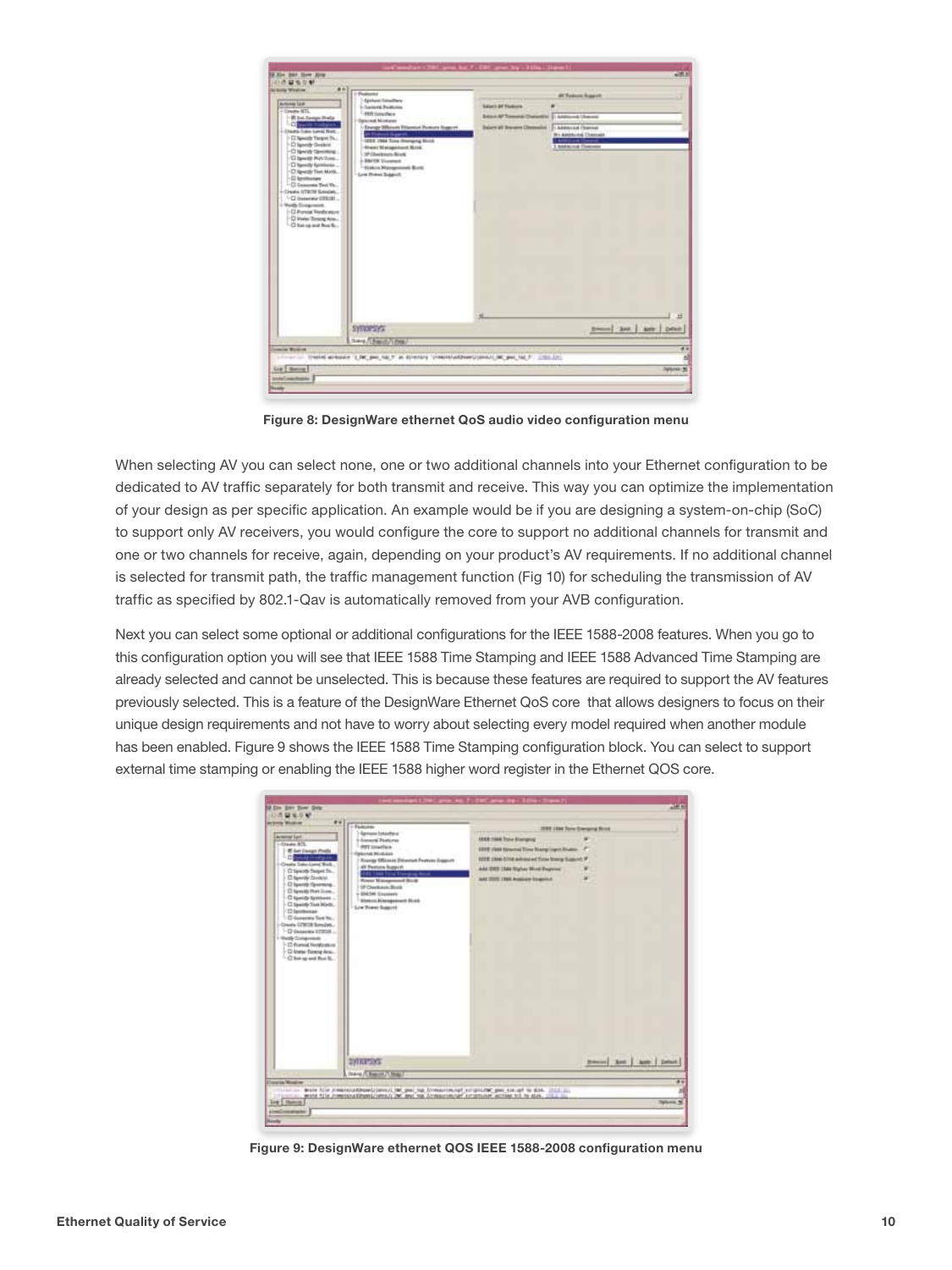Figure 8: DesignWare ethernet QoS audio video configuration menu

When selecting AV you can select none, one or two additional channels into your Ethernet configuration to be dedicated to AV traffic separately for both transmit and receive. This way you can optimize the implementation of your design as per specific application. An example would be if you are designing a system-on-chip (SoC) to support only AV receivers, you would configure the core to support no additional channels for transmit and one or two channels for receive, again, depending on your product's AV requirements. If no additional channel is selected for transmit path, the traffic management function (Fig 10) for scheduling the transmission of AV traffic as specified by 802.1-Qav is automatically removed from your AVB configuration.

Next you can select some optional or additional configurations for the IEEE 1588-2008 features. When you go to this configuration option you will see that IEEE 1588 Time Stamping and IEEE 1588 Advanced Time Stamping are already selected and cannot be unselected. This is because these features are required to support the AV features previously selected. This is a feature of the DesignWare Ethernet QoS core that allows designers to focus on their unique design requirements and not have to worry about selecting every model required when another module has been enabled. Figure 9 shows the IEEE 1588 Time Stamping configuration block. You can select to support external time stamping or enabling the IEEE 1588 higher word register in the Ethernet QOS core.

Figure 9: DesignWare ethernet QOS IEEE 1588-2008 configuration menu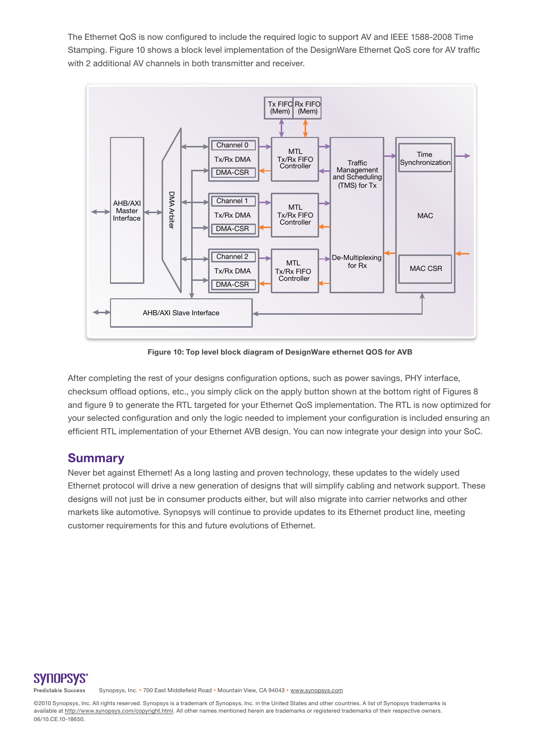The Ethernet QoS is now configured to include the required logic to support AV and IEEE 1588-2008 Time Stamping. Figure 10 shows a block level implementation of the DesignWare Ethernet QoS core for AV traffic with 2 additional AV channels in both transmitter and receiver.

Tx FIFO (Mem)
Rx FIFO (Mem)
AHB/AXI Master Interface
DMA Arbiter
Channel 0
Tx/Rx DMA
DMA-CSR
Channel 1
Tx/Rx DMA
DMA-CSR
Channel 2
Tx/Rx DMA
DMA-CSR
MTL Tx/Rx FIFO Controller
MTL Tx/Rx FIFO Controller
MTL Tx/Rx FIFO Controller
Traffic Management and Scheduling (TMS) for Tx
De-Multiplexing for Rx
Time Synchronization
MAC
MAC CSR
AHB/AXI Slave Interface

**Figure 10: Top level block diagram of DesignWare ethernet QOS for AVB**

After completing the rest of your designs configuration options, such as power savings, PHY interface, checksum offload options, etc., you simply click on the apply button shown at the bottom right of Figures 8 and figure 9 to generate the RTL targeted for your Ethernet QoS implementation. The RTL is now optimized for your selected configuration and only the logic needed to implement your configuration is included ensuring an efficient RTL implementation of your Ethernet AVB design. You can now integrate your design into your SoC.

## Summary

Never bet against Ethernet! As a long lasting and proven technology, these updates to the widely used Ethernet protocol will drive a new generation of designs that will simplify cabling and network support. These designs will not just be in consumer products either, but will also migrate into carrier networks and other markets like automotive. Synopsys will continue to provide updates to its Ethernet product line, meeting customer requirements for this and future evolutions of Ethernet.

SYNOPSYS®
Predictable Success

Synopsys, Inc. • 700 East Middlefield Road • Mountain View, CA 94043 • www.synopsys.com

©2010 Synopsys, Inc. All rights reserved. Synopsys is a trademark of Synopsys, Inc. in the United States and other countries. A list of Synopsys trademarks is available at http://www.synopsys.com/copyright.html. All other names mentioned herein are trademarks or registered trademarks of their respective owners.
06/10.CE.10-18650.